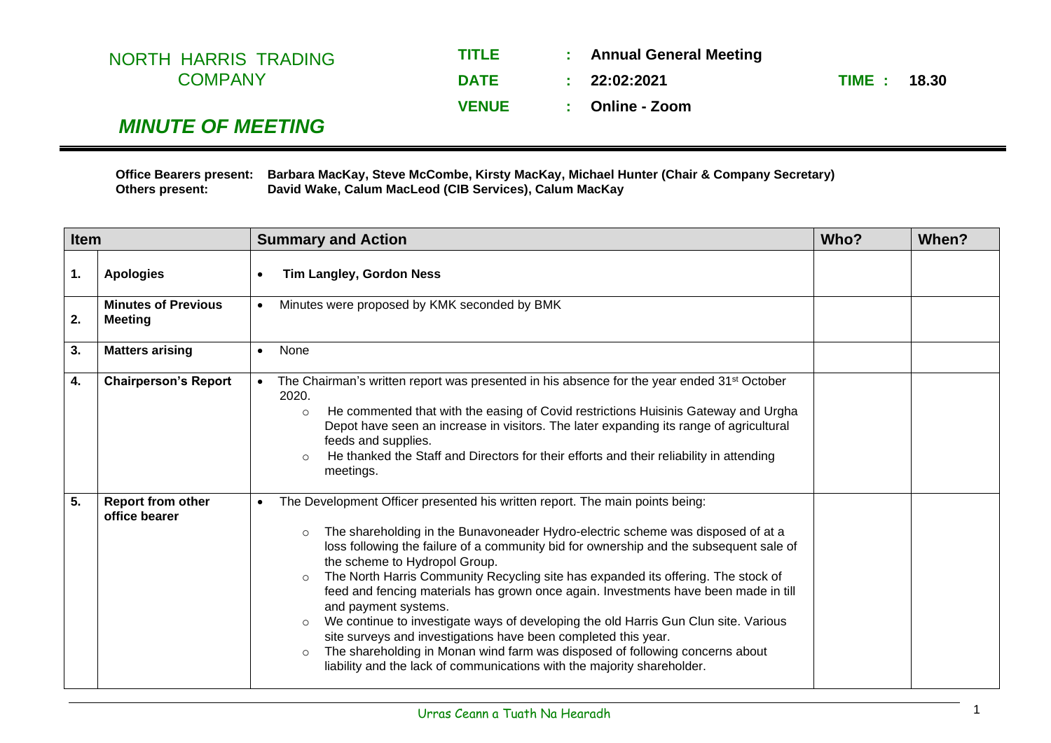NORTH HARRIS TRADING COMPANY

| | | |
|---|---|---|
| **TITLE** | **:** | **Annual General Meeting** |
| **DATE** | **:** | **22:02:2021** |
| **TIME :** | | **18.30** |
| **VENUE** | **:** | **Online - Zoom** |

## *MINUTE OF MEETING*

**Office Bearers present:** **Barbara MacKay, Steve McCombe, Kirsty MacKay, Michael Hunter (Chair & Company Secretary)**
**Others present:** **David Wake, Calum MacLeod (CIB Services), Calum MacKay**

| Item | | Summary and Action | Who? | When? |
|---|---|---|---|---|
| **1.** | **Apologies** | • **Tim Langley, Gordon Ness** | | |
| **2.** | **Minutes of Previous Meeting** | • Minutes were proposed by KMK seconded by BMK | | |
| **3.** | **Matters arising** | • None | | |
| **4.** | **Chairperson's Report** | • The Chairman's written report was presented in his absence for the year ended 31st October 2020.<br>○ He commented that with the easing of Covid restrictions Huisinis Gateway and Urgha Depot have seen an increase in visitors. The later expanding its range of agricultural feeds and supplies.<br>○ He thanked the Staff and Directors for their efforts and their reliability in attending meetings. | | |
| **5.** | **Report from other office bearer** | • The Development Officer presented his written report. The main points being:<br>○ The shareholding in the Bunavoneader Hydro-electric scheme was disposed of at a loss following the failure of a community bid for ownership and the subsequent sale of the scheme to Hydropol Group.<br>○ The North Harris Community Recycling site has expanded its offering. The stock of feed and fencing materials has grown once again. Investments have been made in till and payment systems.<br>○ We continue to investigate ways of developing the old Harris Gun Clun site. Various site surveys and investigations have been completed this year.<br>○ The shareholding in Monan wind farm was disposed of following concerns about liability and the lack of communications with the majority shareholder. | | |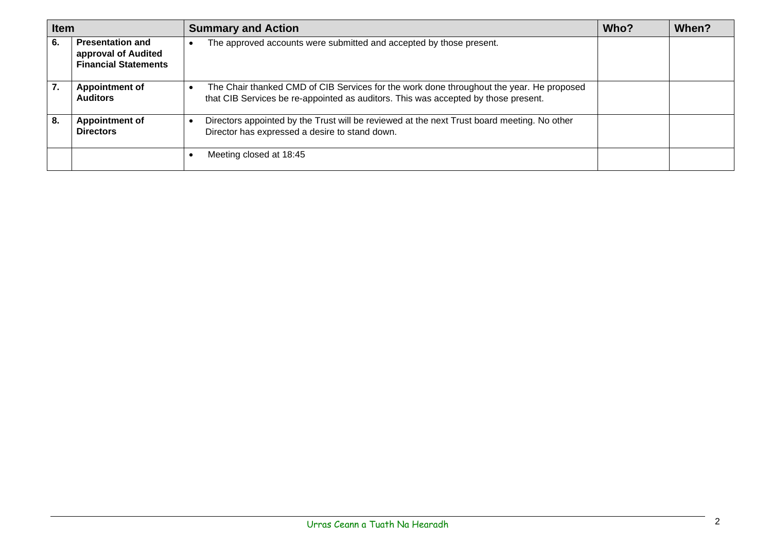| Item | | Summary and Action | Who? | When? |
|---|---|---|---|---|
| **6.** | **Presentation and approval of Audited Financial Statements** | • The approved accounts were submitted and accepted by those present. | | |
| **7.** | **Appointment of Auditors** | • The Chair thanked CMD of CIB Services for the work done throughout the year. He proposed that CIB Services be re-appointed as auditors. This was accepted by those present. | | |
| **8.** | **Appointment of Directors** | • Directors appointed by the Trust will be reviewed at the next Trust board meeting. No other Director has expressed a desire to stand down. | | |
| | | • Meeting closed at 18:45 | | |